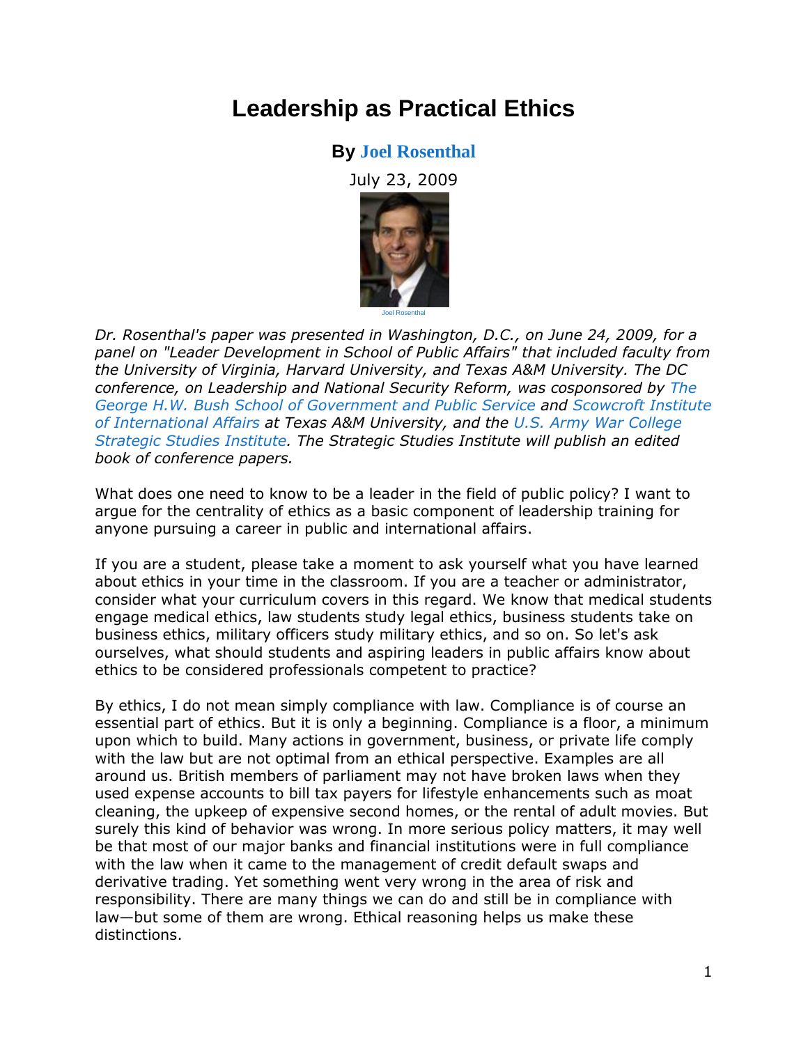# Leadership as Practical Ethics

**By Joel Rosenthal**

July 23, 2009

Joel Rosenthal

*Dr. Rosenthal's paper was presented in Washington, D.C., on June 24, 2009, for a panel on "Leader Development in School of Public Affairs" that included faculty from the University of Virginia, Harvard University, and Texas A&M University. The DC conference, on Leadership and National Security Reform, was cosponsored by The George H.W. Bush School of Government and Public Service and Scowcroft Institute of International Affairs at Texas A&M University, and the U.S. Army War College Strategic Studies Institute. The Strategic Studies Institute will publish an edited book of conference papers.*

What does one need to know to be a leader in the field of public policy? I want to argue for the centrality of ethics as a basic component of leadership training for anyone pursuing a career in public and international affairs.

If you are a student, please take a moment to ask yourself what you have learned about ethics in your time in the classroom. If you are a teacher or administrator, consider what your curriculum covers in this regard. We know that medical students engage medical ethics, law students study legal ethics, business students take on business ethics, military officers study military ethics, and so on. So let's ask ourselves, what should students and aspiring leaders in public affairs know about ethics to be considered professionals competent to practice?

By ethics, I do not mean simply compliance with law. Compliance is of course an essential part of ethics. But it is only a beginning. Compliance is a floor, a minimum upon which to build. Many actions in government, business, or private life comply with the law but are not optimal from an ethical perspective. Examples are all around us. British members of parliament may not have broken laws when they used expense accounts to bill tax payers for lifestyle enhancements such as moat cleaning, the upkeep of expensive second homes, or the rental of adult movies. But surely this kind of behavior was wrong. In more serious policy matters, it may well be that most of our major banks and financial institutions were in full compliance with the law when it came to the management of credit default swaps and derivative trading. Yet something went very wrong in the area of risk and responsibility. There are many things we can do and still be in compliance with law—but some of them are wrong. Ethical reasoning helps us make these distinctions.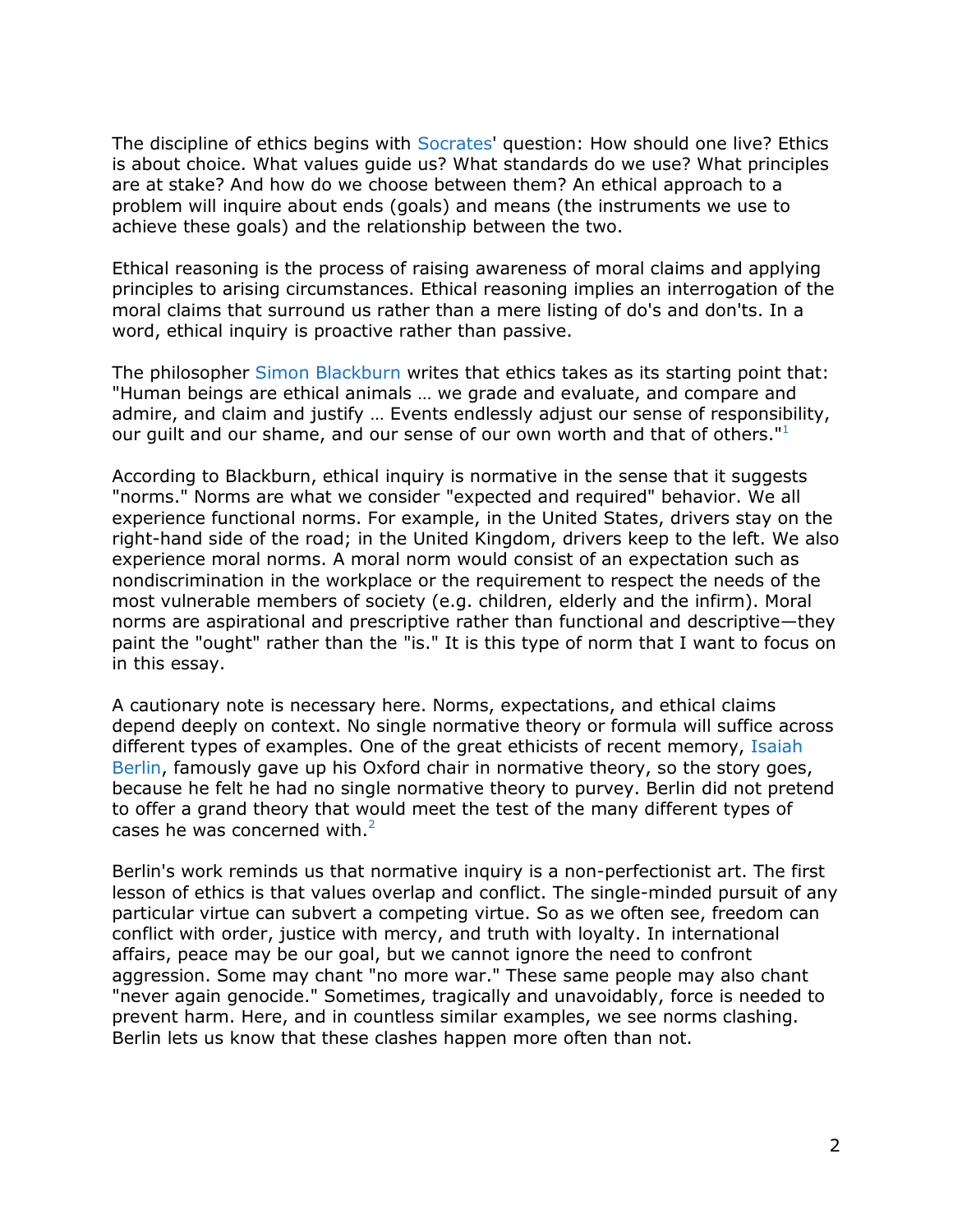The discipline of ethics begins with Socrates' question: How should one live? Ethics is about choice. What values guide us? What standards do we use? What principles are at stake? And how do we choose between them? An ethical approach to a problem will inquire about ends (goals) and means (the instruments we use to achieve these goals) and the relationship between the two.

Ethical reasoning is the process of raising awareness of moral claims and applying principles to arising circumstances. Ethical reasoning implies an interrogation of the moral claims that surround us rather than a mere listing of do's and don'ts. In a word, ethical inquiry is proactive rather than passive.

The philosopher Simon Blackburn writes that ethics takes as its starting point that: "Human beings are ethical animals … we grade and evaluate, and compare and admire, and claim and justify … Events endlessly adjust our sense of responsibility, our guilt and our shame, and our sense of our own worth and that of others."[1]

According to Blackburn, ethical inquiry is normative in the sense that it suggests "norms." Norms are what we consider "expected and required" behavior. We all experience functional norms. For example, in the United States, drivers stay on the right-hand side of the road; in the United Kingdom, drivers keep to the left. We also experience moral norms. A moral norm would consist of an expectation such as nondiscrimination in the workplace or the requirement to respect the needs of the most vulnerable members of society (e.g. children, elderly and the infirm). Moral norms are aspirational and prescriptive rather than functional and descriptive—they paint the "ought" rather than the "is." It is this type of norm that I want to focus on in this essay.

A cautionary note is necessary here. Norms, expectations, and ethical claims depend deeply on context. No single normative theory or formula will suffice across different types of examples. One of the great ethicists of recent memory, Isaiah Berlin, famously gave up his Oxford chair in normative theory, so the story goes, because he felt he had no single normative theory to purvey. Berlin did not pretend to offer a grand theory that would meet the test of the many different types of cases he was concerned with.[2]

Berlin's work reminds us that normative inquiry is a non-perfectionist art. The first lesson of ethics is that values overlap and conflict. The single-minded pursuit of any particular virtue can subvert a competing virtue. So as we often see, freedom can conflict with order, justice with mercy, and truth with loyalty. In international affairs, peace may be our goal, but we cannot ignore the need to confront aggression. Some may chant "no more war." These same people may also chant "never again genocide." Sometimes, tragically and unavoidably, force is needed to prevent harm. Here, and in countless similar examples, we see norms clashing. Berlin lets us know that these clashes happen more often than not.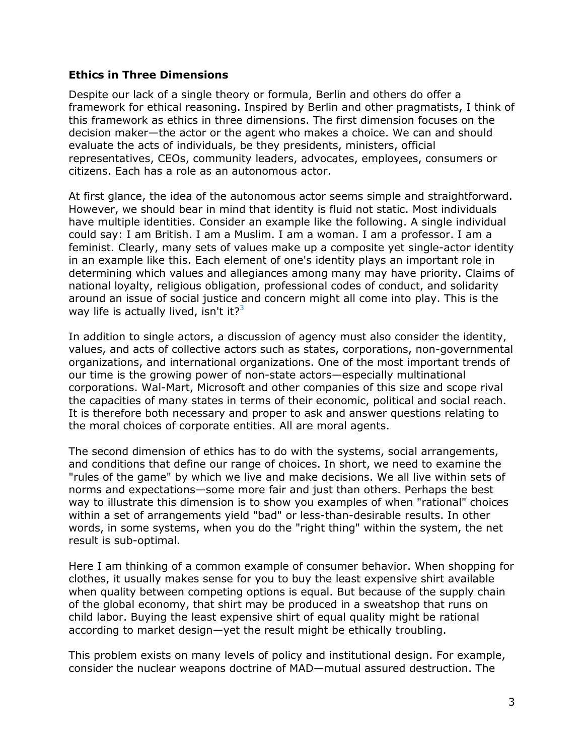### Ethics in Three Dimensions

Despite our lack of a single theory or formula, Berlin and others do offer a framework for ethical reasoning. Inspired by Berlin and other pragmatists, I think of this framework as ethics in three dimensions. The first dimension focuses on the decision maker—the actor or the agent who makes a choice. We can and should evaluate the acts of individuals, be they presidents, ministers, official representatives, CEOs, community leaders, advocates, employees, consumers or citizens. Each has a role as an autonomous actor.

At first glance, the idea of the autonomous actor seems simple and straightforward. However, we should bear in mind that identity is fluid not static. Most individuals have multiple identities. Consider an example like the following. A single individual could say: I am British. I am a Muslim. I am a woman. I am a professor. I am a feminist. Clearly, many sets of values make up a composite yet single-actor identity in an example like this. Each element of one's identity plays an important role in determining which values and allegiances among many may have priority. Claims of national loyalty, religious obligation, professional codes of conduct, and solidarity around an issue of social justice and concern might all come into play. This is the way life is actually lived, isn't it?[3]

In addition to single actors, a discussion of agency must also consider the identity, values, and acts of collective actors such as states, corporations, non-governmental organizations, and international organizations. One of the most important trends of our time is the growing power of non-state actors—especially multinational corporations. Wal-Mart, Microsoft and other companies of this size and scope rival the capacities of many states in terms of their economic, political and social reach. It is therefore both necessary and proper to ask and answer questions relating to the moral choices of corporate entities. All are moral agents.

The second dimension of ethics has to do with the systems, social arrangements, and conditions that define our range of choices. In short, we need to examine the "rules of the game" by which we live and make decisions. We all live within sets of norms and expectations—some more fair and just than others. Perhaps the best way to illustrate this dimension is to show you examples of when "rational" choices within a set of arrangements yield "bad" or less-than-desirable results. In other words, in some systems, when you do the "right thing" within the system, the net result is sub-optimal.

Here I am thinking of a common example of consumer behavior. When shopping for clothes, it usually makes sense for you to buy the least expensive shirt available when quality between competing options is equal. But because of the supply chain of the global economy, that shirt may be produced in a sweatshop that runs on child labor. Buying the least expensive shirt of equal quality might be rational according to market design—yet the result might be ethically troubling.

This problem exists on many levels of policy and institutional design. For example, consider the nuclear weapons doctrine of MAD—mutual assured destruction. The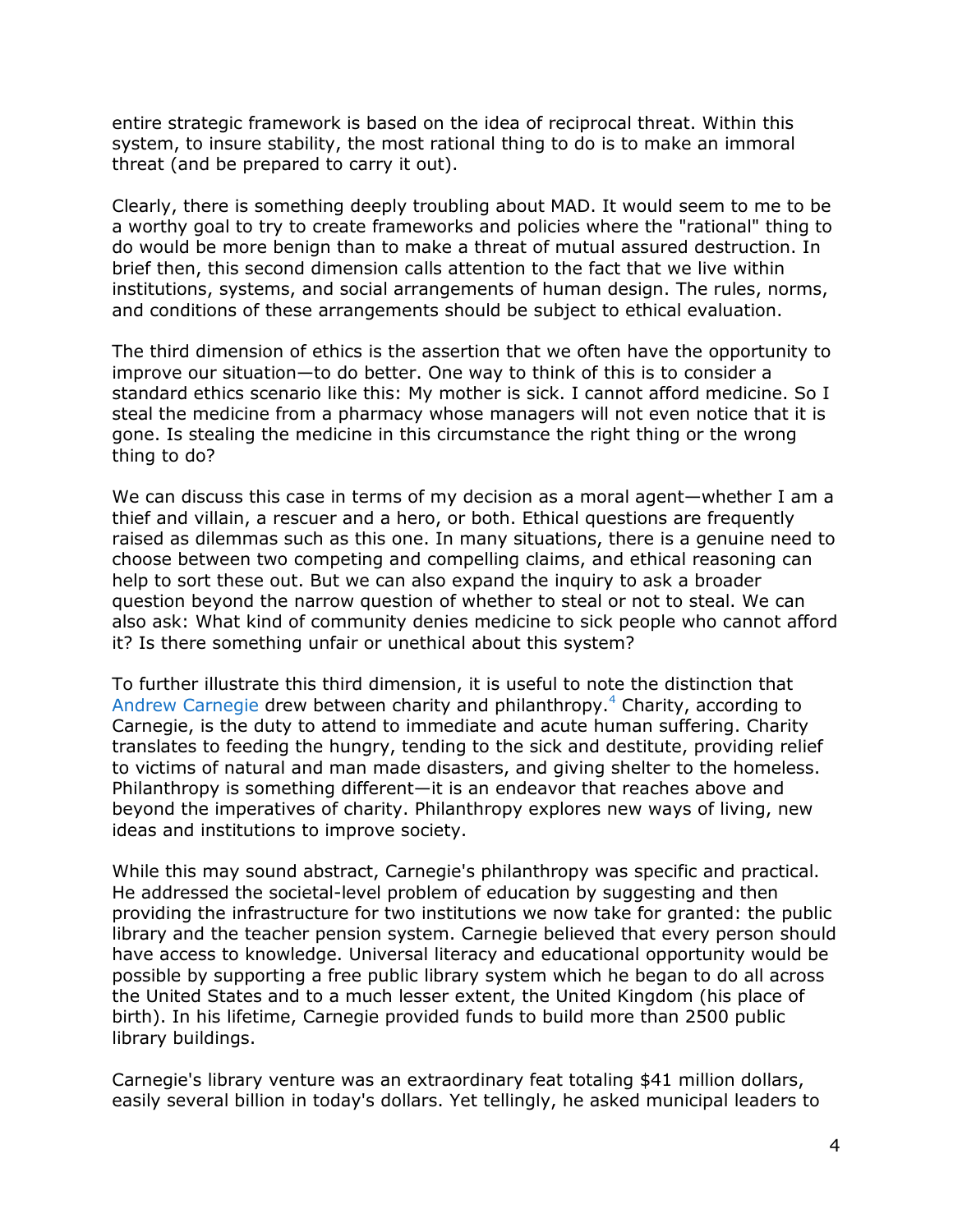entire strategic framework is based on the idea of reciprocal threat. Within this system, to insure stability, the most rational thing to do is to make an immoral threat (and be prepared to carry it out).

Clearly, there is something deeply troubling about MAD. It would seem to me to be a worthy goal to try to create frameworks and policies where the "rational" thing to do would be more benign than to make a threat of mutual assured destruction. In brief then, this second dimension calls attention to the fact that we live within institutions, systems, and social arrangements of human design. The rules, norms, and conditions of these arrangements should be subject to ethical evaluation.

The third dimension of ethics is the assertion that we often have the opportunity to improve our situation—to do better. One way to think of this is to consider a standard ethics scenario like this: My mother is sick. I cannot afford medicine. So I steal the medicine from a pharmacy whose managers will not even notice that it is gone. Is stealing the medicine in this circumstance the right thing or the wrong thing to do?

We can discuss this case in terms of my decision as a moral agent—whether I am a thief and villain, a rescuer and a hero, or both. Ethical questions are frequently raised as dilemmas such as this one. In many situations, there is a genuine need to choose between two competing and compelling claims, and ethical reasoning can help to sort these out. But we can also expand the inquiry to ask a broader question beyond the narrow question of whether to steal or not to steal. We can also ask: What kind of community denies medicine to sick people who cannot afford it? Is there something unfair or unethical about this system?

To further illustrate this third dimension, it is useful to note the distinction that Andrew Carnegie drew between charity and philanthropy.[4] Charity, according to Carnegie, is the duty to attend to immediate and acute human suffering. Charity translates to feeding the hungry, tending to the sick and destitute, providing relief to victims of natural and man made disasters, and giving shelter to the homeless. Philanthropy is something different—it is an endeavor that reaches above and beyond the imperatives of charity. Philanthropy explores new ways of living, new ideas and institutions to improve society.

While this may sound abstract, Carnegie's philanthropy was specific and practical. He addressed the societal-level problem of education by suggesting and then providing the infrastructure for two institutions we now take for granted: the public library and the teacher pension system. Carnegie believed that every person should have access to knowledge. Universal literacy and educational opportunity would be possible by supporting a free public library system which he began to do all across the United States and to a much lesser extent, the United Kingdom (his place of birth). In his lifetime, Carnegie provided funds to build more than 2500 public library buildings.

Carnegie's library venture was an extraordinary feat totaling $41 million dollars, easily several billion in today's dollars. Yet tellingly, he asked municipal leaders to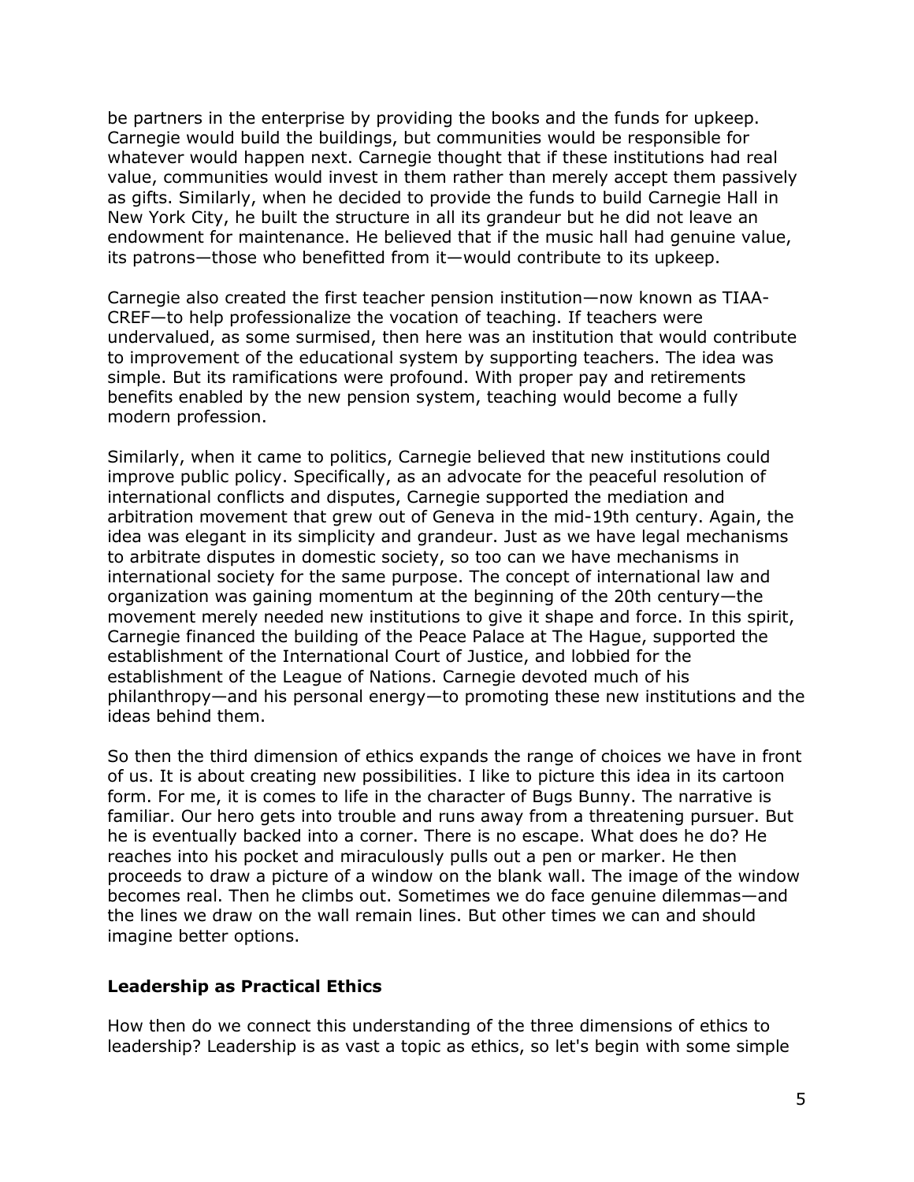be partners in the enterprise by providing the books and the funds for upkeep. Carnegie would build the buildings, but communities would be responsible for whatever would happen next. Carnegie thought that if these institutions had real value, communities would invest in them rather than merely accept them passively as gifts. Similarly, when he decided to provide the funds to build Carnegie Hall in New York City, he built the structure in all its grandeur but he did not leave an endowment for maintenance. He believed that if the music hall had genuine value, its patrons—those who benefitted from it—would contribute to its upkeep.

Carnegie also created the first teacher pension institution—now known as TIAA-CREF—to help professionalize the vocation of teaching. If teachers were undervalued, as some surmised, then here was an institution that would contribute to improvement of the educational system by supporting teachers. The idea was simple. But its ramifications were profound. With proper pay and retirements benefits enabled by the new pension system, teaching would become a fully modern profession.

Similarly, when it came to politics, Carnegie believed that new institutions could improve public policy. Specifically, as an advocate for the peaceful resolution of international conflicts and disputes, Carnegie supported the mediation and arbitration movement that grew out of Geneva in the mid-19th century. Again, the idea was elegant in its simplicity and grandeur. Just as we have legal mechanisms to arbitrate disputes in domestic society, so too can we have mechanisms in international society for the same purpose. The concept of international law and organization was gaining momentum at the beginning of the 20th century—the movement merely needed new institutions to give it shape and force. In this spirit, Carnegie financed the building of the Peace Palace at The Hague, supported the establishment of the International Court of Justice, and lobbied for the establishment of the League of Nations. Carnegie devoted much of his philanthropy—and his personal energy—to promoting these new institutions and the ideas behind them.

So then the third dimension of ethics expands the range of choices we have in front of us. It is about creating new possibilities. I like to picture this idea in its cartoon form. For me, it is comes to life in the character of Bugs Bunny. The narrative is familiar. Our hero gets into trouble and runs away from a threatening pursuer. But he is eventually backed into a corner. There is no escape. What does he do? He reaches into his pocket and miraculously pulls out a pen or marker. He then proceeds to draw a picture of a window on the blank wall. The image of the window becomes real. Then he climbs out. Sometimes we do face genuine dilemmas—and the lines we draw on the wall remain lines. But other times we can and should imagine better options.

## Leadership as Practical Ethics

How then do we connect this understanding of the three dimensions of ethics to leadership? Leadership is as vast a topic as ethics, so let's begin with some simple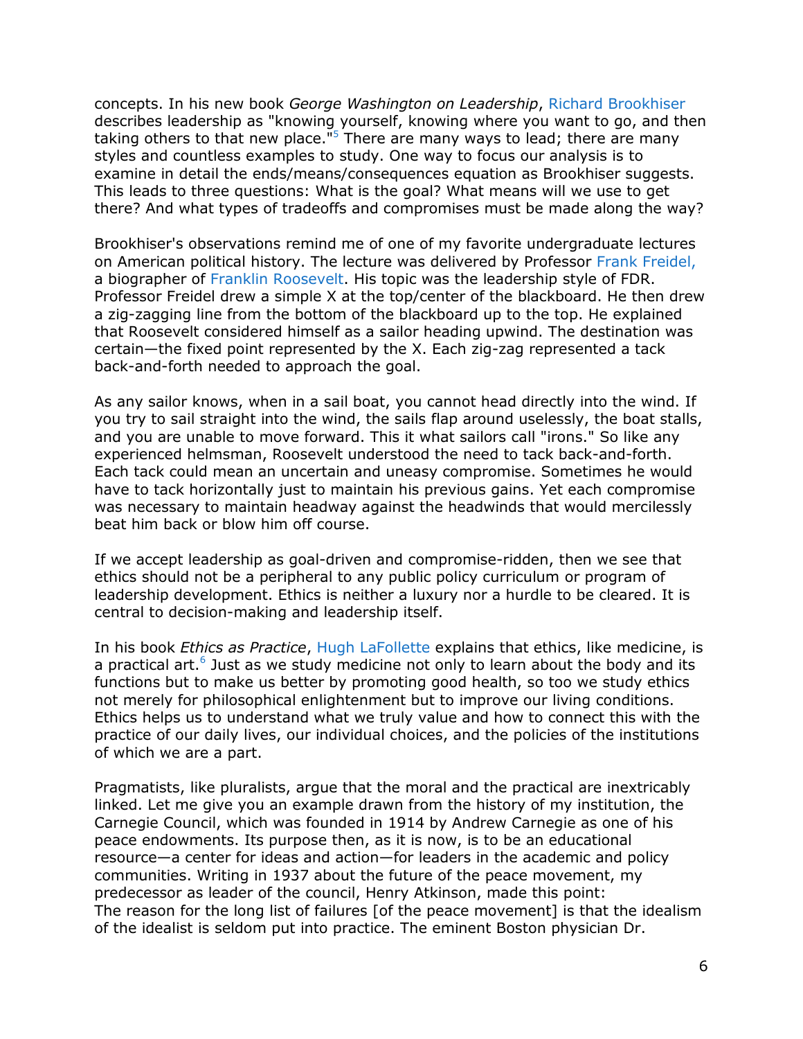concepts. In his new book *George Washington on Leadership*, Richard Brookhiser describes leadership as "knowing yourself, knowing where you want to go, and then taking others to that new place."[5] There are many ways to lead; there are many styles and countless examples to study. One way to focus our analysis is to examine in detail the ends/means/consequences equation as Brookhiser suggests. This leads to three questions: What is the goal? What means will we use to get there? And what types of tradeoffs and compromises must be made along the way?

Brookhiser's observations remind me of one of my favorite undergraduate lectures on American political history. The lecture was delivered by Professor Frank Freidel, a biographer of Franklin Roosevelt. His topic was the leadership style of FDR. Professor Freidel drew a simple X at the top/center of the blackboard. He then drew a zig-zagging line from the bottom of the blackboard up to the top. He explained that Roosevelt considered himself as a sailor heading upwind. The destination was certain—the fixed point represented by the X. Each zig-zag represented a tack back-and-forth needed to approach the goal.

As any sailor knows, when in a sail boat, you cannot head directly into the wind. If you try to sail straight into the wind, the sails flap around uselessly, the boat stalls, and you are unable to move forward. This it what sailors call "irons." So like any experienced helmsman, Roosevelt understood the need to tack back-and-forth. Each tack could mean an uncertain and uneasy compromise. Sometimes he would have to tack horizontally just to maintain his previous gains. Yet each compromise was necessary to maintain headway against the headwinds that would mercilessly beat him back or blow him off course.

If we accept leadership as goal-driven and compromise-ridden, then we see that ethics should not be a peripheral to any public policy curriculum or program of leadership development. Ethics is neither a luxury nor a hurdle to be cleared. It is central to decision-making and leadership itself.

In his book *Ethics as Practice*, Hugh LaFollette explains that ethics, like medicine, is a practical art.[6] Just as we study medicine not only to learn about the body and its functions but to make us better by promoting good health, so too we study ethics not merely for philosophical enlightenment but to improve our living conditions. Ethics helps us to understand what we truly value and how to connect this with the practice of our daily lives, our individual choices, and the policies of the institutions of which we are a part.

Pragmatists, like pluralists, argue that the moral and the practical are inextricably linked. Let me give you an example drawn from the history of my institution, the Carnegie Council, which was founded in 1914 by Andrew Carnegie as one of his peace endowments. Its purpose then, as it is now, is to be an educational resource—a center for ideas and action—for leaders in the academic and policy communities. Writing in 1937 about the future of the peace movement, my predecessor as leader of the council, Henry Atkinson, made this point:
The reason for the long list of failures [of the peace movement] is that the idealism of the idealist is seldom put into practice. The eminent Boston physician Dr.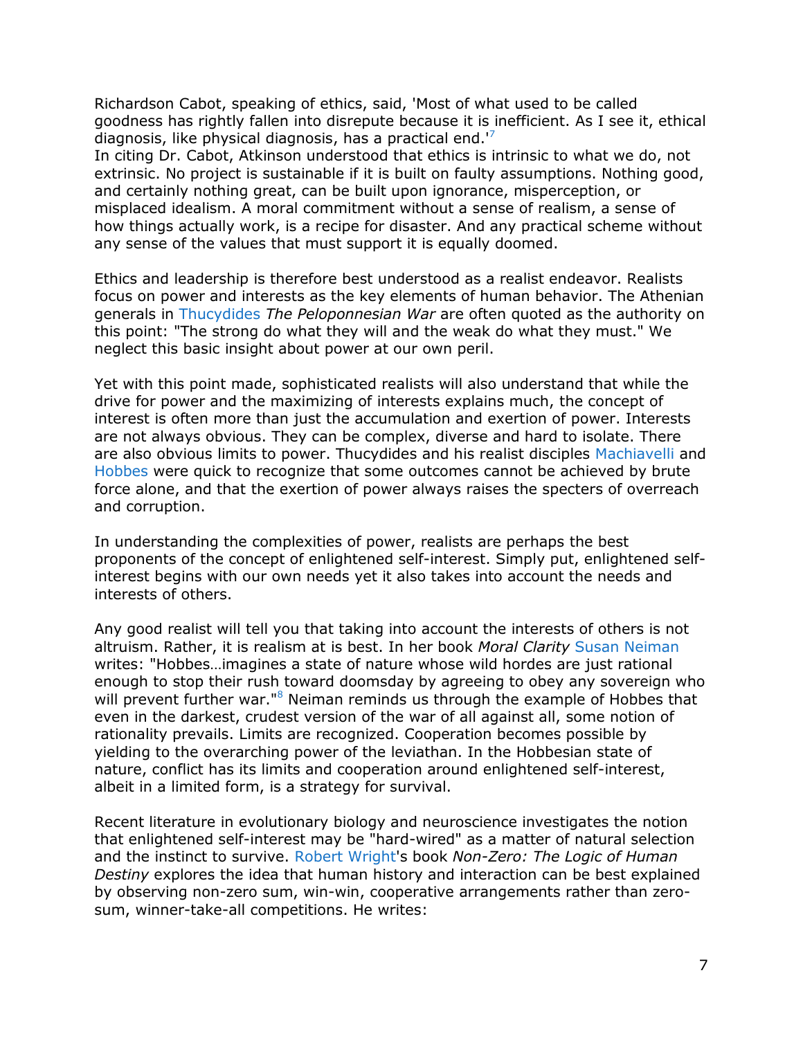Richardson Cabot, speaking of ethics, said, 'Most of what used to be called goodness has rightly fallen into disrepute because it is inefficient. As I see it, ethical diagnosis, like physical diagnosis, has a practical end.'[7]

In citing Dr. Cabot, Atkinson understood that ethics is intrinsic to what we do, not extrinsic. No project is sustainable if it is built on faulty assumptions. Nothing good, and certainly nothing great, can be built upon ignorance, misperception, or misplaced idealism. A moral commitment without a sense of realism, a sense of how things actually work, is a recipe for disaster. And any practical scheme without any sense of the values that must support it is equally doomed.

Ethics and leadership is therefore best understood as a realist endeavor. Realists focus on power and interests as the key elements of human behavior. The Athenian generals in Thucydides *The Peloponnesian War* are often quoted as the authority on this point: "The strong do what they will and the weak do what they must." We neglect this basic insight about power at our own peril.

Yet with this point made, sophisticated realists will also understand that while the drive for power and the maximizing of interests explains much, the concept of interest is often more than just the accumulation and exertion of power. Interests are not always obvious. They can be complex, diverse and hard to isolate. There are also obvious limits to power. Thucydides and his realist disciples Machiavelli and Hobbes were quick to recognize that some outcomes cannot be achieved by brute force alone, and that the exertion of power always raises the specters of overreach and corruption.

In understanding the complexities of power, realists are perhaps the best proponents of the concept of enlightened self-interest. Simply put, enlightened self-interest begins with our own needs yet it also takes into account the needs and interests of others.

Any good realist will tell you that taking into account the interests of others is not altruism. Rather, it is realism at is best. In her book *Moral Clarity* Susan Neiman writes: "Hobbes…imagines a state of nature whose wild hordes are just rational enough to stop their rush toward doomsday by agreeing to obey any sovereign who will prevent further war."[8] Neiman reminds us through the example of Hobbes that even in the darkest, crudest version of the war of all against all, some notion of rationality prevails. Limits are recognized. Cooperation becomes possible by yielding to the overarching power of the leviathan. In the Hobbesian state of nature, conflict has its limits and cooperation around enlightened self-interest, albeit in a limited form, is a strategy for survival.

Recent literature in evolutionary biology and neuroscience investigates the notion that enlightened self-interest may be "hard-wired" as a matter of natural selection and the instinct to survive. Robert Wright's book *Non-Zero: The Logic of Human Destiny* explores the idea that human history and interaction can be best explained by observing non-zero sum, win-win, cooperative arrangements rather than zero-sum, winner-take-all competitions. He writes: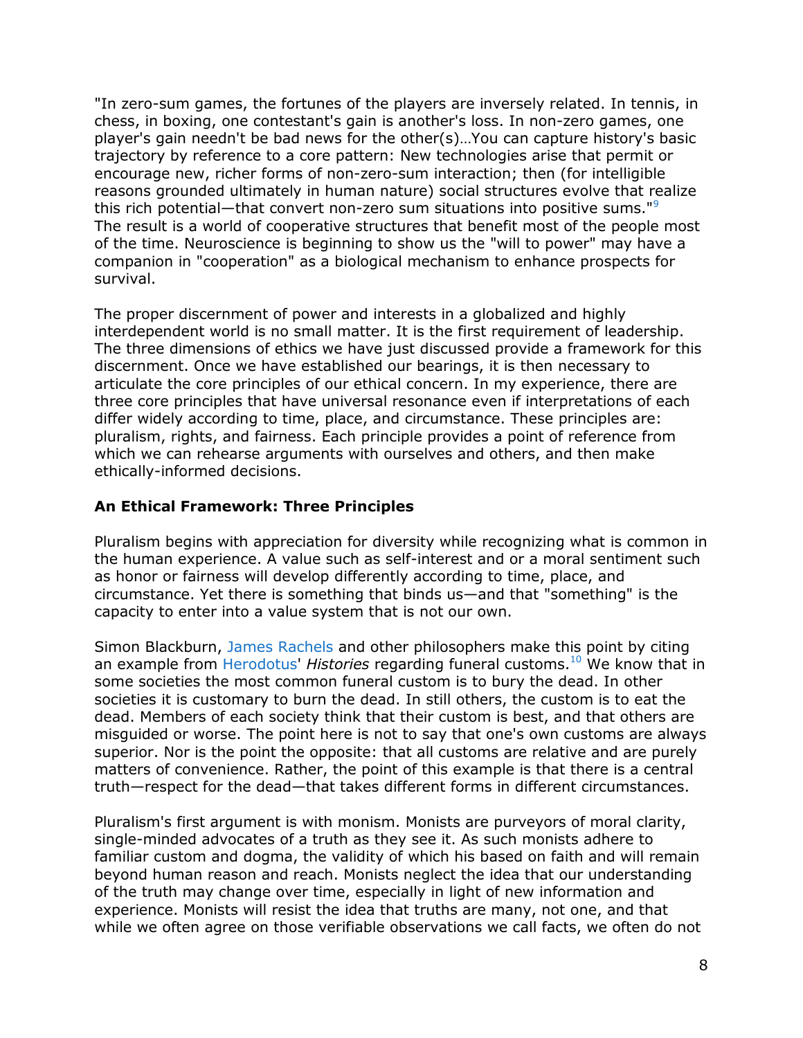"In zero-sum games, the fortunes of the players are inversely related. In tennis, in chess, in boxing, one contestant's gain is another's loss. In non-zero games, one player's gain needn't be bad news for the other(s)…You can capture history's basic trajectory by reference to a core pattern: New technologies arise that permit or encourage new, richer forms of non-zero-sum interaction; then (for intelligible reasons grounded ultimately in human nature) social structures evolve that realize this rich potential—that convert non-zero sum situations into positive sums."[9] The result is a world of cooperative structures that benefit most of the people most of the time. Neuroscience is beginning to show us the "will to power" may have a companion in "cooperation" as a biological mechanism to enhance prospects for survival.

The proper discernment of power and interests in a globalized and highly interdependent world is no small matter. It is the first requirement of leadership. The three dimensions of ethics we have just discussed provide a framework for this discernment. Once we have established our bearings, it is then necessary to articulate the core principles of our ethical concern. In my experience, there are three core principles that have universal resonance even if interpretations of each differ widely according to time, place, and circumstance. These principles are: pluralism, rights, and fairness. Each principle provides a point of reference from which we can rehearse arguments with ourselves and others, and then make ethically-informed decisions.

**An Ethical Framework: Three Principles**

Pluralism begins with appreciation for diversity while recognizing what is common in the human experience. A value such as self-interest and or a moral sentiment such as honor or fairness will develop differently according to time, place, and circumstance. Yet there is something that binds us—and that "something" is the capacity to enter into a value system that is not our own.

Simon Blackburn, James Rachels and other philosophers make this point by citing an example from Herodotus' *Histories* regarding funeral customs.[10] We know that in some societies the most common funeral custom is to bury the dead. In other societies it is customary to burn the dead. In still others, the custom is to eat the dead. Members of each society think that their custom is best, and that others are misguided or worse. The point here is not to say that one's own customs are always superior. Nor is the point the opposite: that all customs are relative and are purely matters of convenience. Rather, the point of this example is that there is a central truth—respect for the dead—that takes different forms in different circumstances.

Pluralism's first argument is with monism. Monists are purveyors of moral clarity, single-minded advocates of a truth as they see it. As such monists adhere to familiar custom and dogma, the validity of which his based on faith and will remain beyond human reason and reach. Monists neglect the idea that our understanding of the truth may change over time, especially in light of new information and experience. Monists will resist the idea that truths are many, not one, and that while we often agree on those verifiable observations we call facts, we often do not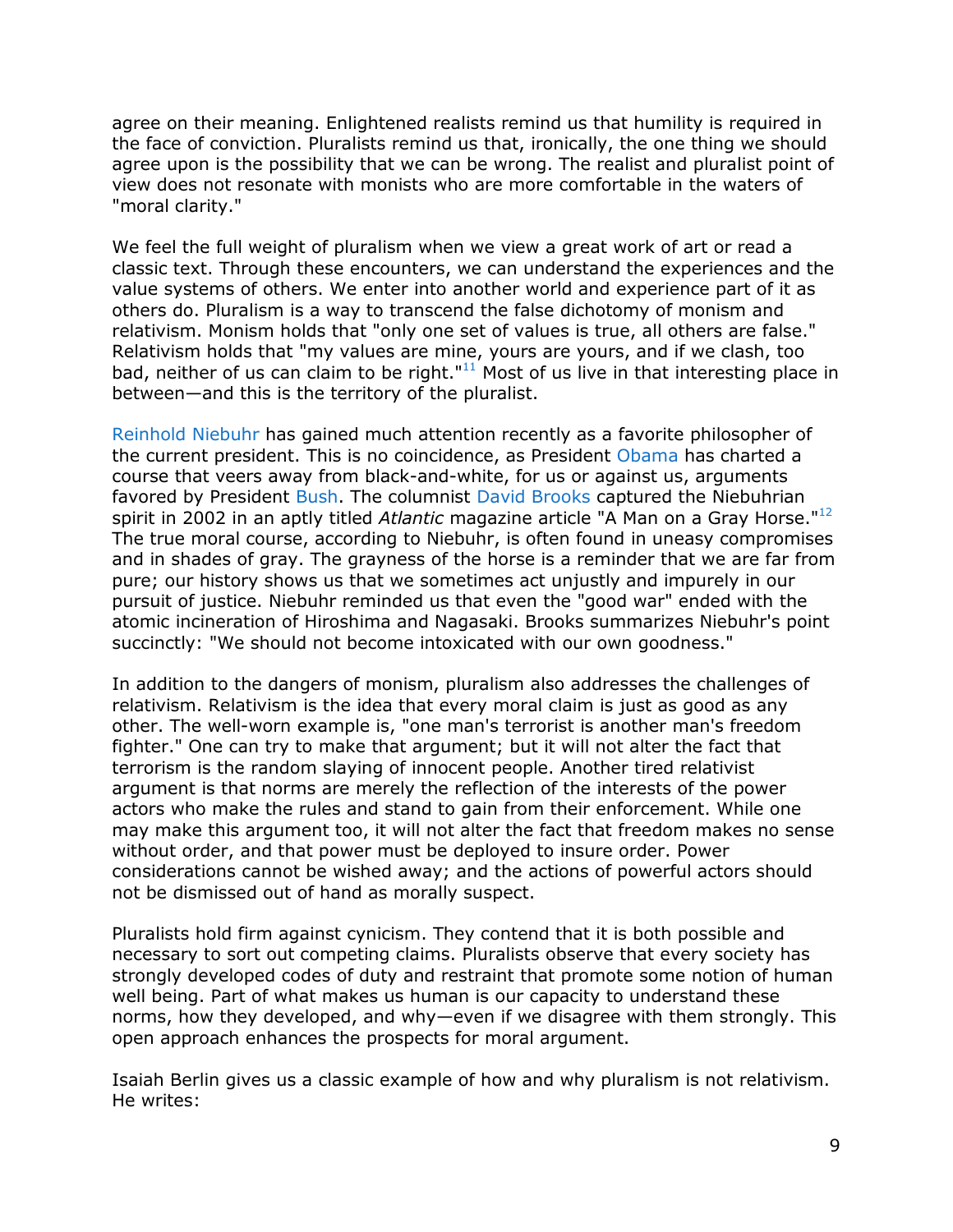agree on their meaning. Enlightened realists remind us that humility is required in the face of conviction. Pluralists remind us that, ironically, the one thing we should agree upon is the possibility that we can be wrong. The realist and pluralist point of view does not resonate with monists who are more comfortable in the waters of "moral clarity."

We feel the full weight of pluralism when we view a great work of art or read a classic text. Through these encounters, we can understand the experiences and the value systems of others. We enter into another world and experience part of it as others do. Pluralism is a way to transcend the false dichotomy of monism and relativism. Monism holds that "only one set of values is true, all others are false." Relativism holds that "my values are mine, yours are yours, and if we clash, too bad, neither of us can claim to be right."[11] Most of us live in that interesting place in between—and this is the territory of the pluralist.

Reinhold Niebuhr has gained much attention recently as a favorite philosopher of the current president. This is no coincidence, as President Obama has charted a course that veers away from black-and-white, for us or against us, arguments favored by President Bush. The columnist David Brooks captured the Niebuhrian spirit in 2002 in an aptly titled *Atlantic* magazine article "A Man on a Gray Horse."[12] The true moral course, according to Niebuhr, is often found in uneasy compromises and in shades of gray. The grayness of the horse is a reminder that we are far from pure; our history shows us that we sometimes act unjustly and impurely in our pursuit of justice. Niebuhr reminded us that even the "good war" ended with the atomic incineration of Hiroshima and Nagasaki. Brooks summarizes Niebuhr's point succinctly: "We should not become intoxicated with our own goodness."

In addition to the dangers of monism, pluralism also addresses the challenges of relativism. Relativism is the idea that every moral claim is just as good as any other. The well-worn example is, "one man's terrorist is another man's freedom fighter." One can try to make that argument; but it will not alter the fact that terrorism is the random slaying of innocent people. Another tired relativist argument is that norms are merely the reflection of the interests of the power actors who make the rules and stand to gain from their enforcement. While one may make this argument too, it will not alter the fact that freedom makes no sense without order, and that power must be deployed to insure order. Power considerations cannot be wished away; and the actions of powerful actors should not be dismissed out of hand as morally suspect.

Pluralists hold firm against cynicism. They contend that it is both possible and necessary to sort out competing claims. Pluralists observe that every society has strongly developed codes of duty and restraint that promote some notion of human well being. Part of what makes us human is our capacity to understand these norms, how they developed, and why—even if we disagree with them strongly. This open approach enhances the prospects for moral argument.

Isaiah Berlin gives us a classic example of how and why pluralism is not relativism. He writes: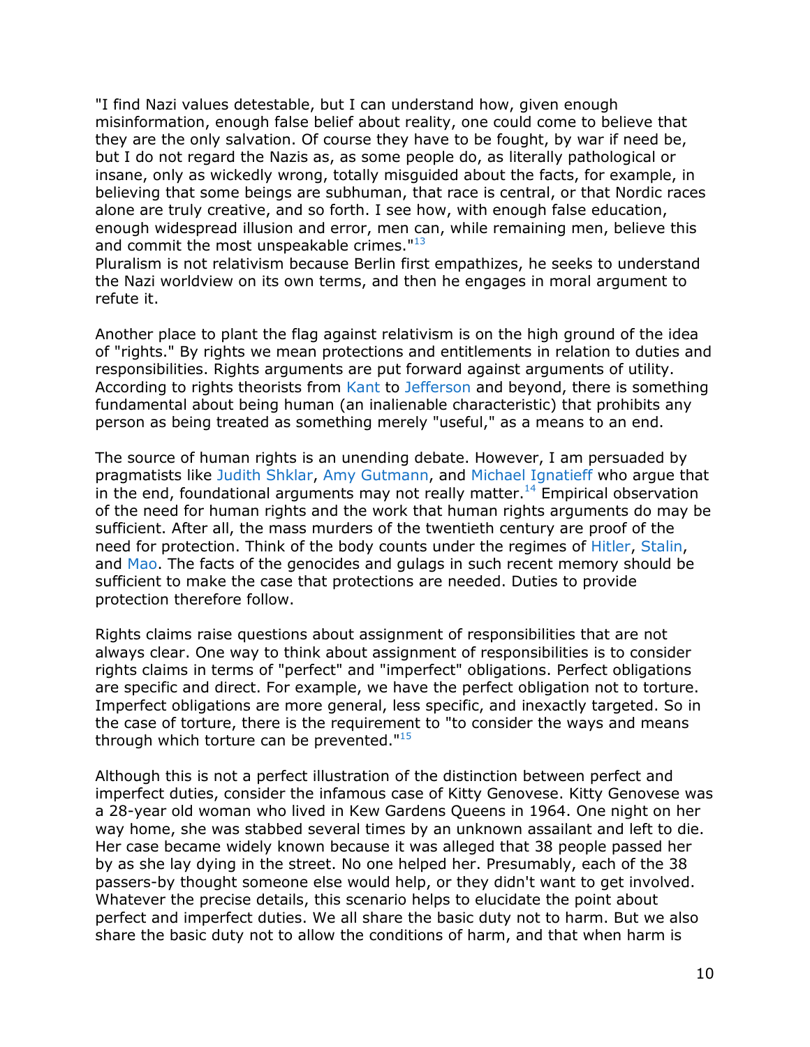"I find Nazi values detestable, but I can understand how, given enough misinformation, enough false belief about reality, one could come to believe that they are the only salvation. Of course they have to be fought, by war if need be, but I do not regard the Nazis as, as some people do, as literally pathological or insane, only as wickedly wrong, totally misguided about the facts, for example, in believing that some beings are subhuman, that race is central, or that Nordic races alone are truly creative, and so forth. I see how, with enough false education, enough widespread illusion and error, men can, while remaining men, believe this and commit the most unspeakable crimes."[13]
Pluralism is not relativism because Berlin first empathizes, he seeks to understand the Nazi worldview on its own terms, and then he engages in moral argument to refute it.

Another place to plant the flag against relativism is on the high ground of the idea of "rights." By rights we mean protections and entitlements in relation to duties and responsibilities. Rights arguments are put forward against arguments of utility. According to rights theorists from Kant to Jefferson and beyond, there is something fundamental about being human (an inalienable characteristic) that prohibits any person as being treated as something merely "useful," as a means to an end.

The source of human rights is an unending debate. However, I am persuaded by pragmatists like Judith Shklar, Amy Gutmann, and Michael Ignatieff who argue that in the end, foundational arguments may not really matter.[14] Empirical observation of the need for human rights and the work that human rights arguments do may be sufficient. After all, the mass murders of the twentieth century are proof of the need for protection. Think of the body counts under the regimes of Hitler, Stalin, and Mao. The facts of the genocides and gulags in such recent memory should be sufficient to make the case that protections are needed. Duties to provide protection therefore follow.

Rights claims raise questions about assignment of responsibilities that are not always clear. One way to think about assignment of responsibilities is to consider rights claims in terms of "perfect" and "imperfect" obligations. Perfect obligations are specific and direct. For example, we have the perfect obligation not to torture. Imperfect obligations are more general, less specific, and inexactly targeted. So in the case of torture, there is the requirement to "to consider the ways and means through which torture can be prevented."[15]

Although this is not a perfect illustration of the distinction between perfect and imperfect duties, consider the infamous case of Kitty Genovese. Kitty Genovese was a 28-year old woman who lived in Kew Gardens Queens in 1964. One night on her way home, she was stabbed several times by an unknown assailant and left to die. Her case became widely known because it was alleged that 38 people passed her by as she lay dying in the street. No one helped her. Presumably, each of the 38 passers-by thought someone else would help, or they didn't want to get involved. Whatever the precise details, this scenario helps to elucidate the point about perfect and imperfect duties. We all share the basic duty not to harm. But we also share the basic duty not to allow the conditions of harm, and that when harm is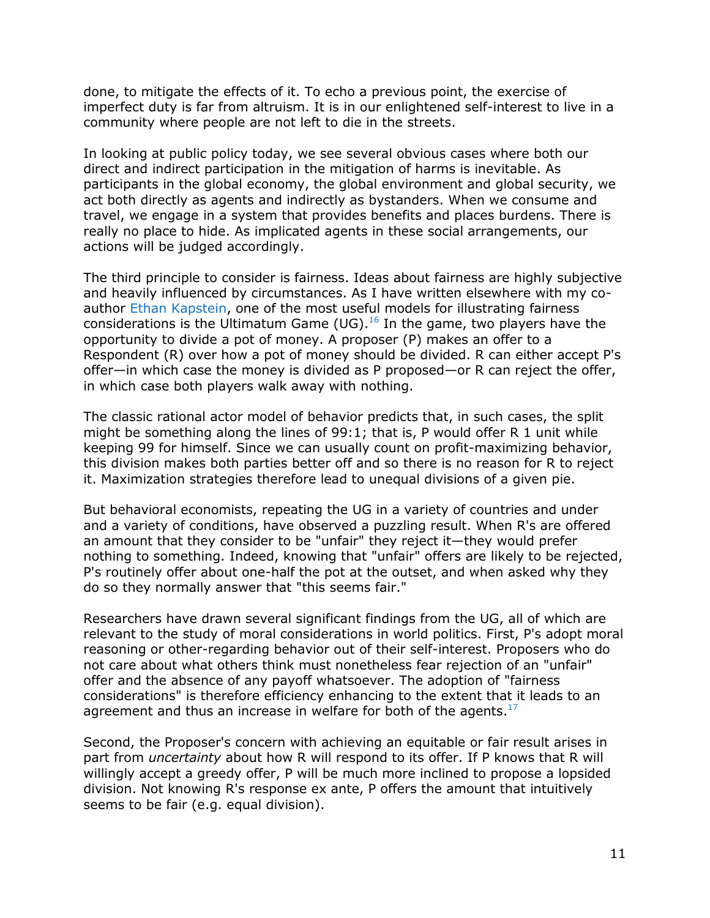done, to mitigate the effects of it. To echo a previous point, the exercise of imperfect duty is far from altruism. It is in our enlightened self-interest to live in a community where people are not left to die in the streets.

In looking at public policy today, we see several obvious cases where both our direct and indirect participation in the mitigation of harms is inevitable. As participants in the global economy, the global environment and global security, we act both directly as agents and indirectly as bystanders. When we consume and travel, we engage in a system that provides benefits and places burdens. There is really no place to hide. As implicated agents in these social arrangements, our actions will be judged accordingly.

The third principle to consider is fairness. Ideas about fairness are highly subjective and heavily influenced by circumstances. As I have written elsewhere with my co-author Ethan Kapstein, one of the most useful models for illustrating fairness considerations is the Ultimatum Game (UG).[16] In the game, two players have the opportunity to divide a pot of money. A proposer (P) makes an offer to a Respondent (R) over how a pot of money should be divided. R can either accept P's offer—in which case the money is divided as P proposed—or R can reject the offer, in which case both players walk away with nothing.

The classic rational actor model of behavior predicts that, in such cases, the split might be something along the lines of 99:1; that is, P would offer R 1 unit while keeping 99 for himself. Since we can usually count on profit-maximizing behavior, this division makes both parties better off and so there is no reason for R to reject it. Maximization strategies therefore lead to unequal divisions of a given pie.

But behavioral economists, repeating the UG in a variety of countries and under and a variety of conditions, have observed a puzzling result. When R's are offered an amount that they consider to be "unfair" they reject it—they would prefer nothing to something. Indeed, knowing that "unfair" offers are likely to be rejected, P's routinely offer about one-half the pot at the outset, and when asked why they do so they normally answer that "this seems fair."

Researchers have drawn several significant findings from the UG, all of which are relevant to the study of moral considerations in world politics. First, P's adopt moral reasoning or other-regarding behavior out of their self-interest. Proposers who do not care about what others think must nonetheless fear rejection of an "unfair" offer and the absence of any payoff whatsoever. The adoption of "fairness considerations" is therefore efficiency enhancing to the extent that it leads to an agreement and thus an increase in welfare for both of the agents.[17]

Second, the Proposer's concern with achieving an equitable or fair result arises in part from *uncertainty* about how R will respond to its offer. If P knows that R will willingly accept a greedy offer, P will be much more inclined to propose a lopsided division. Not knowing R's response ex ante, P offers the amount that intuitively seems to be fair (e.g. equal division).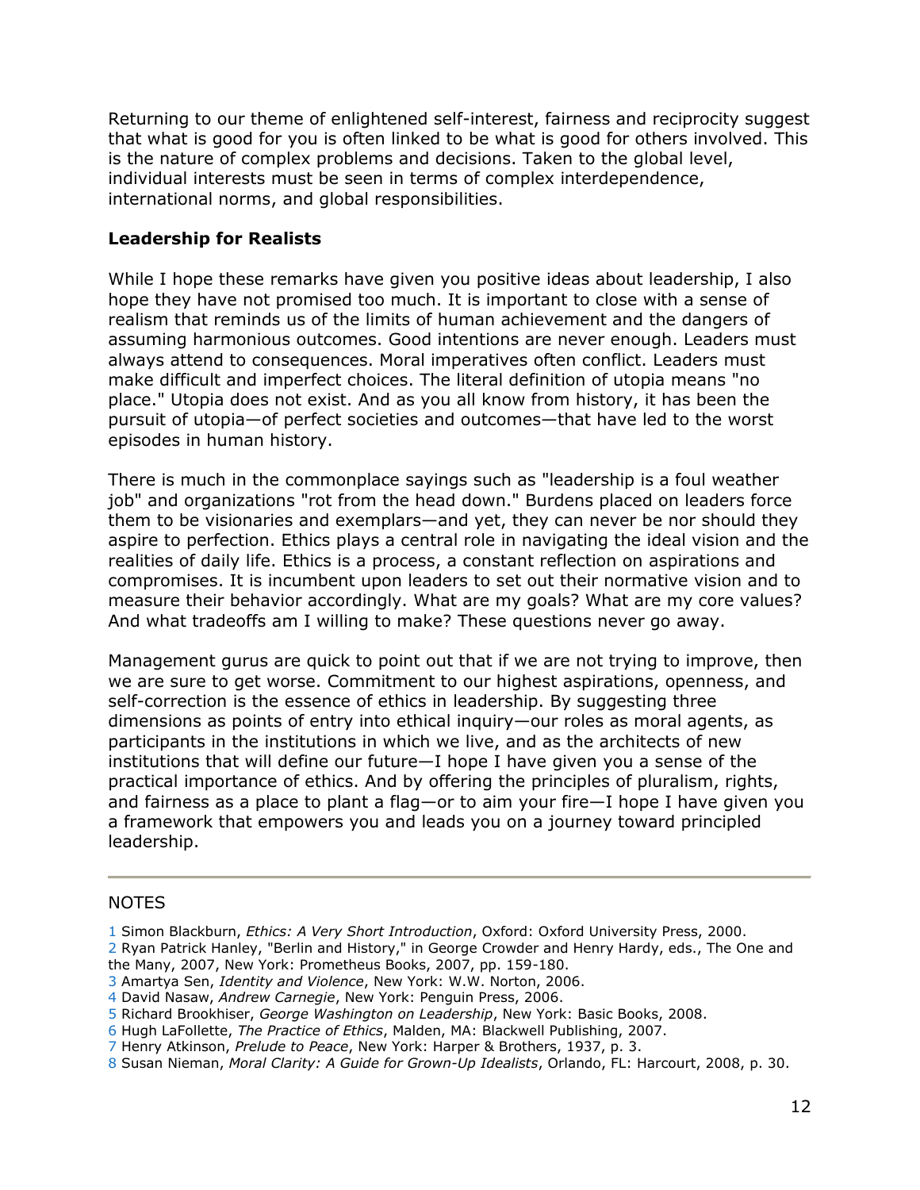Returning to our theme of enlightened self-interest, fairness and reciprocity suggest that what is good for you is often linked to be what is good for others involved. This is the nature of complex problems and decisions. Taken to the global level, individual interests must be seen in terms of complex interdependence, international norms, and global responsibilities.

**Leadership for Realists**

While I hope these remarks have given you positive ideas about leadership, I also hope they have not promised too much. It is important to close with a sense of realism that reminds us of the limits of human achievement and the dangers of assuming harmonious outcomes. Good intentions are never enough. Leaders must always attend to consequences. Moral imperatives often conflict. Leaders must make difficult and imperfect choices. The literal definition of utopia means "no place." Utopia does not exist. And as you all know from history, it has been the pursuit of utopia—of perfect societies and outcomes—that have led to the worst episodes in human history.

There is much in the commonplace sayings such as "leadership is a foul weather job" and organizations "rot from the head down." Burdens placed on leaders force them to be visionaries and exemplars—and yet, they can never be nor should they aspire to perfection. Ethics plays a central role in navigating the ideal vision and the realities of daily life. Ethics is a process, a constant reflection on aspirations and compromises. It is incumbent upon leaders to set out their normative vision and to measure their behavior accordingly. What are my goals? What are my core values? And what tradeoffs am I willing to make? These questions never go away.

Management gurus are quick to point out that if we are not trying to improve, then we are sure to get worse. Commitment to our highest aspirations, openness, and self-correction is the essence of ethics in leadership. By suggesting three dimensions as points of entry into ethical inquiry—our roles as moral agents, as participants in the institutions in which we live, and as the architects of new institutions that will define our future—I hope I have given you a sense of the practical importance of ethics. And by offering the principles of pluralism, rights, and fairness as a place to plant a flag—or to aim your fire—I hope I have given you a framework that empowers you and leads you on a journey toward principled leadership.

---

NOTES

1 Simon Blackburn, *Ethics: A Very Short Introduction*, Oxford: Oxford University Press, 2000.
2 Ryan Patrick Hanley, "Berlin and History," in George Crowder and Henry Hardy, eds., The One and the Many, 2007, New York: Prometheus Books, 2007, pp. 159-180.
3 Amartya Sen, *Identity and Violence*, New York: W.W. Norton, 2006.
4 David Nasaw, *Andrew Carnegie*, New York: Penguin Press, 2006.
5 Richard Brookhiser, *George Washington on Leadership*, New York: Basic Books, 2008.
6 Hugh LaFollette, *The Practice of Ethics*, Malden, MA: Blackwell Publishing, 2007.
7 Henry Atkinson, *Prelude to Peace*, New York: Harper & Brothers, 1937, p. 3.
8 Susan Nieman, *Moral Clarity: A Guide for Grown-Up Idealists*, Orlando, FL: Harcourt, 2008, p. 30.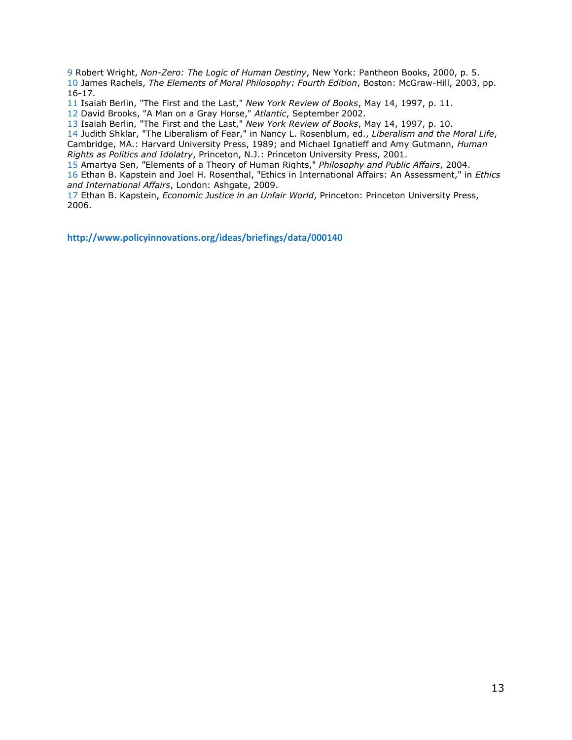9 Robert Wright, *Non-Zero: The Logic of Human Destiny*, New York: Pantheon Books, 2000, p. 5.
10 James Rachels, *The Elements of Moral Philosophy: Fourth Edition*, Boston: McGraw-Hill, 2003, pp. 16-17.
11 Isaiah Berlin, "The First and the Last," *New York Review of Books*, May 14, 1997, p. 11.
12 David Brooks, "A Man on a Gray Horse," *Atlantic*, September 2002.
13 Isaiah Berlin, "The First and the Last," *New York Review of Books*, May 14, 1997, p. 10.
14 Judith Shklar, "The Liberalism of Fear," in Nancy L. Rosenblum, ed., *Liberalism and the Moral Life*, Cambridge, MA.: Harvard University Press, 1989; and Michael Ignatieff and Amy Gutmann, *Human Rights as Politics and Idolatry*, Princeton, N.J.: Princeton University Press, 2001.
15 Amartya Sen, "Elements of a Theory of Human Rights," *Philosophy and Public Affairs*, 2004.
16 Ethan B. Kapstein and Joel H. Rosenthal, "Ethics in International Affairs: An Assessment," in *Ethics and International Affairs*, London: Ashgate, 2009.
17 Ethan B. Kapstein, *Economic Justice in an Unfair World*, Princeton: Princeton University Press, 2006.

**http://www.policyinnovations.org/ideas/briefings/data/000140**